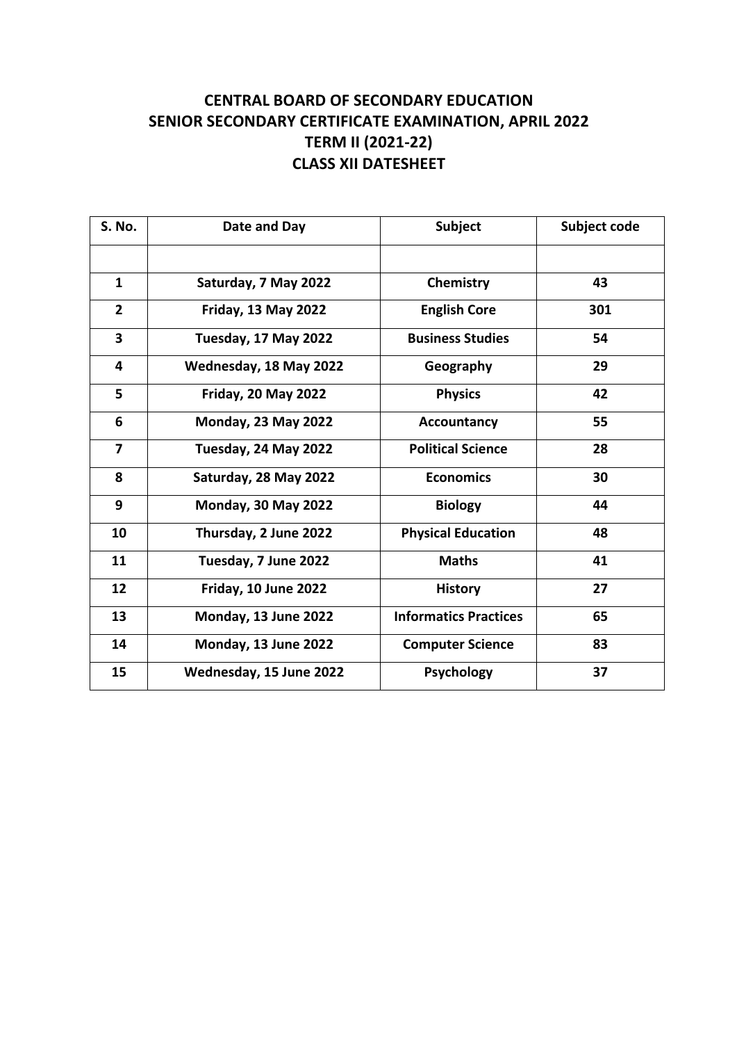# CENTRAL BOARD OF SECONDARY EDUCATION
## SENIOR SECONDARY CERTIFICATE EXAMINATION, APRIL 2022
## TERM II (2021-22)
## CLASS XII DATESHEET

| S. No. | Date and Day | Subject | Subject code |
|---|---|---|---|
| | | | |
| 1 | Saturday, 7 May 2022 | Chemistry | 43 |
| 2 | Friday, 13 May 2022 | English Core | 301 |
| 3 | Tuesday, 17 May 2022 | Business Studies | 54 |
| 4 | Wednesday, 18 May 2022 | Geography | 29 |
| 5 | Friday, 20 May 2022 | Physics | 42 |
| 6 | Monday, 23 May 2022 | Accountancy | 55 |
| 7 | Tuesday, 24 May 2022 | Political Science | 28 |
| 8 | Saturday, 28 May 2022 | Economics | 30 |
| 9 | Monday, 30 May 2022 | Biology | 44 |
| 10 | Thursday, 2 June 2022 | Physical Education | 48 |
| 11 | Tuesday, 7 June 2022 | Maths | 41 |
| 12 | Friday, 10 June 2022 | History | 27 |
| 13 | Monday, 13 June 2022 | Informatics Practices | 65 |
| 14 | Monday, 13 June 2022 | Computer Science | 83 |
| 15 | Wednesday, 15 June 2022 | Psychology | 37 |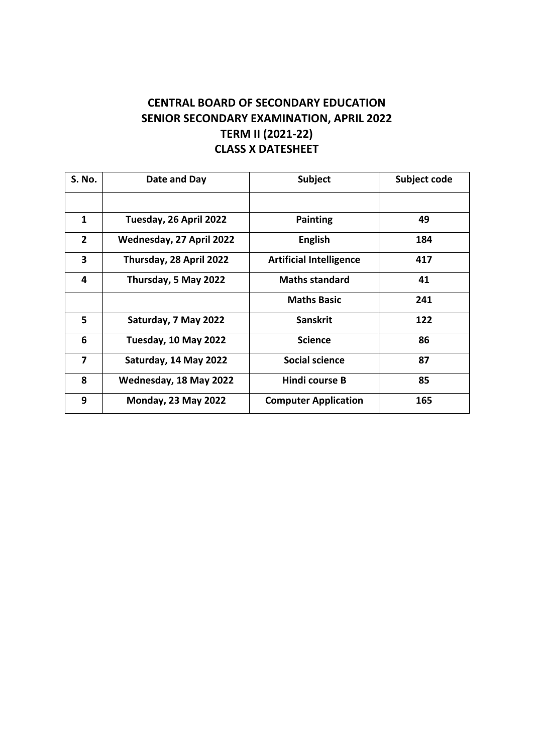**CENTRAL BOARD OF SECONDARY EDUCATION**
**SENIOR SECONDARY EXAMINATION, APRIL 2022**
**TERM II (2021-22)**
**CLASS X DATESHEET**

| S. No. | Date and Day | Subject | Subject code |
|---|---|---|---|
| | | | |
| 1 | Tuesday, 26 April 2022 | Painting | 49 |
| 2 | Wednesday, 27 April 2022 | English | 184 |
| 3 | Thursday, 28 April 2022 | Artificial Intelligence | 417 |
| 4 | Thursday, 5 May 2022 | Maths standard | 41 |
| | | Maths Basic | 241 |
| 5 | Saturday, 7 May 2022 | Sanskrit | 122 |
| 6 | Tuesday, 10 May 2022 | Science | 86 |
| 7 | Saturday, 14 May 2022 | Social science | 87 |
| 8 | Wednesday, 18 May 2022 | Hindi course B | 85 |
| 9 | Monday, 23 May 2022 | Computer Application | 165 |